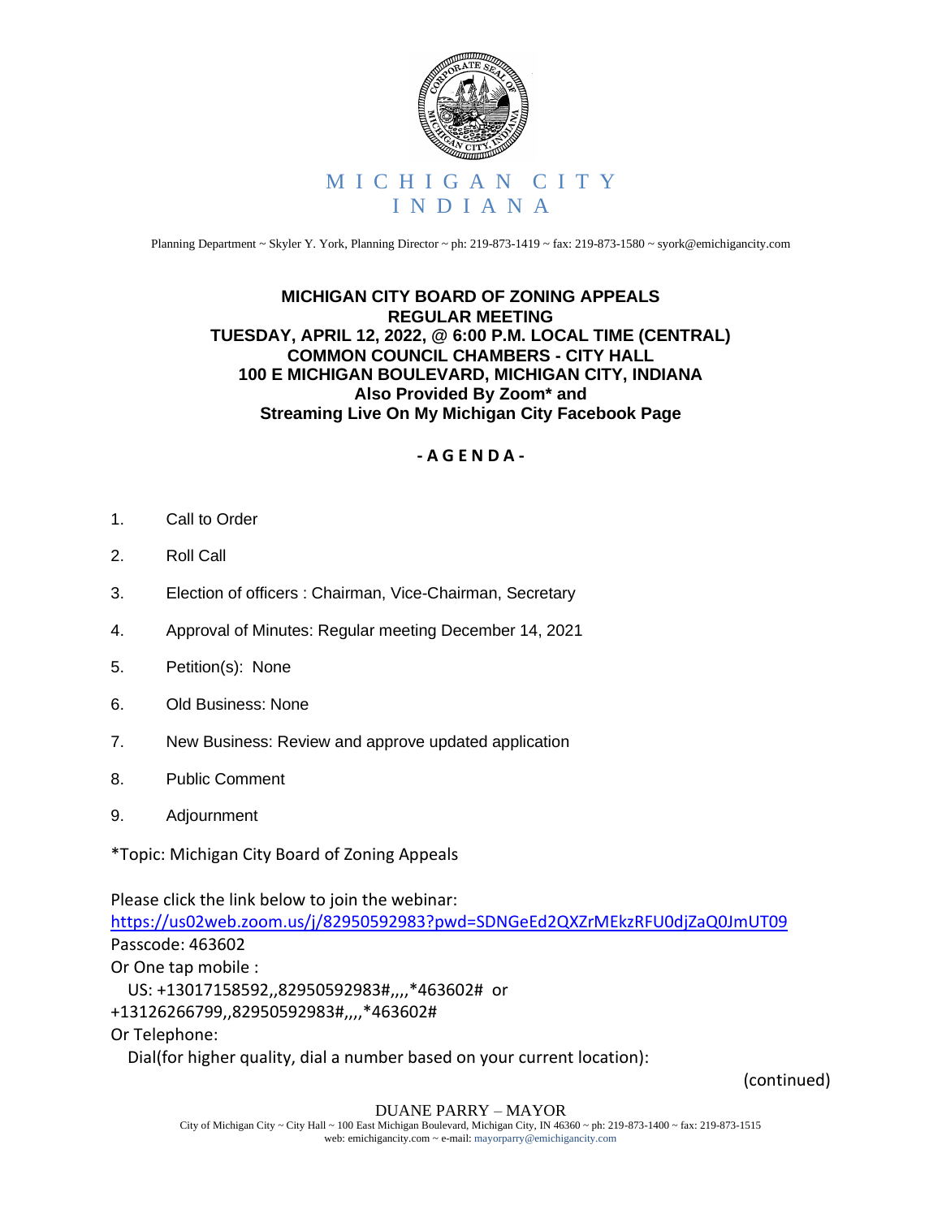MICHIGAN CITY
INDIANA

Planning Department ~ Skyler Y. York, Planning Director ~ ph: 219-873-1419 ~ fax: 219-873-1580 ~ syork@emichigancity.com

**MICHIGAN CITY BOARD OF ZONING APPEALS**
**REGULAR MEETING**
**TUESDAY, APRIL 12, 2022, @ 6:00 P.M. LOCAL TIME (CENTRAL)**
**COMMON COUNCIL CHAMBERS - CITY HALL**
**100 E MICHIGAN BOULEVARD, MICHIGAN CITY, INDIANA**
**Also Provided By Zoom* and**
**Streaming Live On My Michigan City Facebook Page**

**- A G E N D A -**

1. Call to Order
2. Roll Call
3. Election of officers : Chairman, Vice-Chairman, Secretary
4. Approval of Minutes: Regular meeting December 14, 2021
5. Petition(s): None
6. Old Business: None
7. New Business: Review and approve updated application
8. Public Comment
9. Adjournment

*Topic: Michigan City Board of Zoning Appeals

Please click the link below to join the webinar:
https://us02web.zoom.us/j/82950592983?pwd=SDNGeEd2QXZrMEkzRFU0djZaQ0JmUT09
Passcode: 463602
Or One tap mobile :
US: +13017158592,,82950592983#,,,,*463602# or
+13126266799,,82950592983#,,,,*463602#
Or Telephone:
Dial(for higher quality, dial a number based on your current location):

(continued)

DUANE PARRY – MAYOR
City of Michigan City ~ City Hall ~ 100 East Michigan Boulevard, Michigan City, IN 46360 ~ ph: 219-873-1400 ~ fax: 219-873-1515
web: emichigancity.com ~ e-mail: mayorparry@emichigancity.com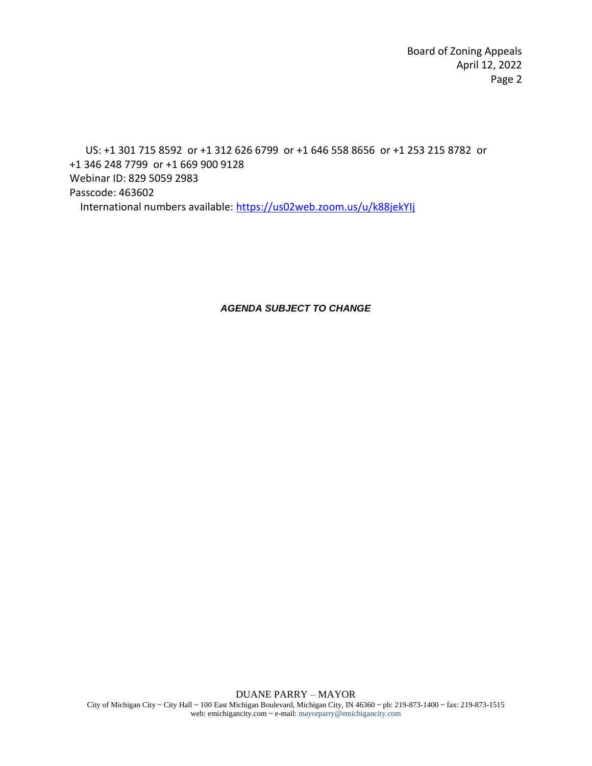US: +1 301 715 8592 or +1 312 626 6799 or +1 646 558 8656 or +1 253 215 8782 or +1 346 248 7799 or +1 669 900 9128
Webinar ID: 829 5059 2983
Passcode: 463602
International numbers available: [https://us02web.zoom.us/u/k88jekYIj](https://us02web.zoom.us/u/k88jekYIj)

***AGENDA SUBJECT TO CHANGE***

DUANE PARRY – MAYOR
City of Michigan City ~ City Hall ~ 100 East Michigan Boulevard, Michigan City, IN 46360 ~ ph: 219-873-1400 ~ fax: 219-873-1515
web: emichigancity.com ~ e-mail: mayorparry@emichigancity.com